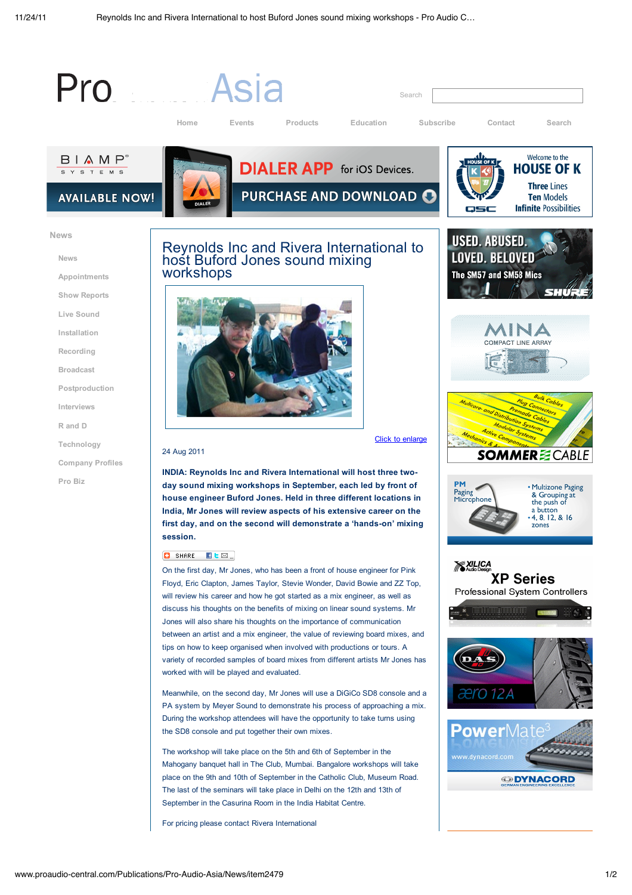Pro Asia

Search

Home Events Products Education Subscribe Contact Search

News

- News
- Appointments
- Show Reports
- Live Sound
- Installation
- Recording
- Broadcast
- Postproduction
- Interviews
- R and D
- Technology
- Company Profiles
- Pro Biz

# Reynolds Inc and Rivera International to host Buford Jones sound mixing workshops

Click to enlarge

24 Aug 2011

**INDIA: Reynolds Inc and Rivera International will host three two-day sound mixing workshops in September, each led by front of house engineer Buford Jones. Held in three different locations in India, Mr Jones will review aspects of his extensive career on the first day, and on the second will demonstrate a 'hands-on' mixing session.**

SHARE

On the first day, Mr Jones, who has been a front of house engineer for Pink Floyd, Eric Clapton, James Taylor, Stevie Wonder, David Bowie and ZZ Top, will review his career and how he got started as a mix engineer, as well as discuss his thoughts on the benefits of mixing on linear sound systems. Mr Jones will also share his thoughts on the importance of communication between an artist and a mix engineer, the value of reviewing board mixes, and tips on how to keep organised when involved with productions or tours. A variety of recorded samples of board mixes from different artists Mr Jones has worked with will be played and evaluated.

Meanwhile, on the second day, Mr Jones will use a DiGiCo SD8 console and a PA system by Meyer Sound to demonstrate his process of approaching a mix. During the workshop attendees will have the opportunity to take turns using the SD8 console and put together their own mixes.

The workshop will take place on the 5th and 6th of September in the Mahogany banquet hall in The Club, Mumbai. Bangalore workshops will take place on the 9th and 10th of September in the Catholic Club, Museum Road. The last of the seminars will take place in Delhi on the 12th and 13th of September in the Casurina Room in the India Habitat Centre.

For pricing please contact Rivera International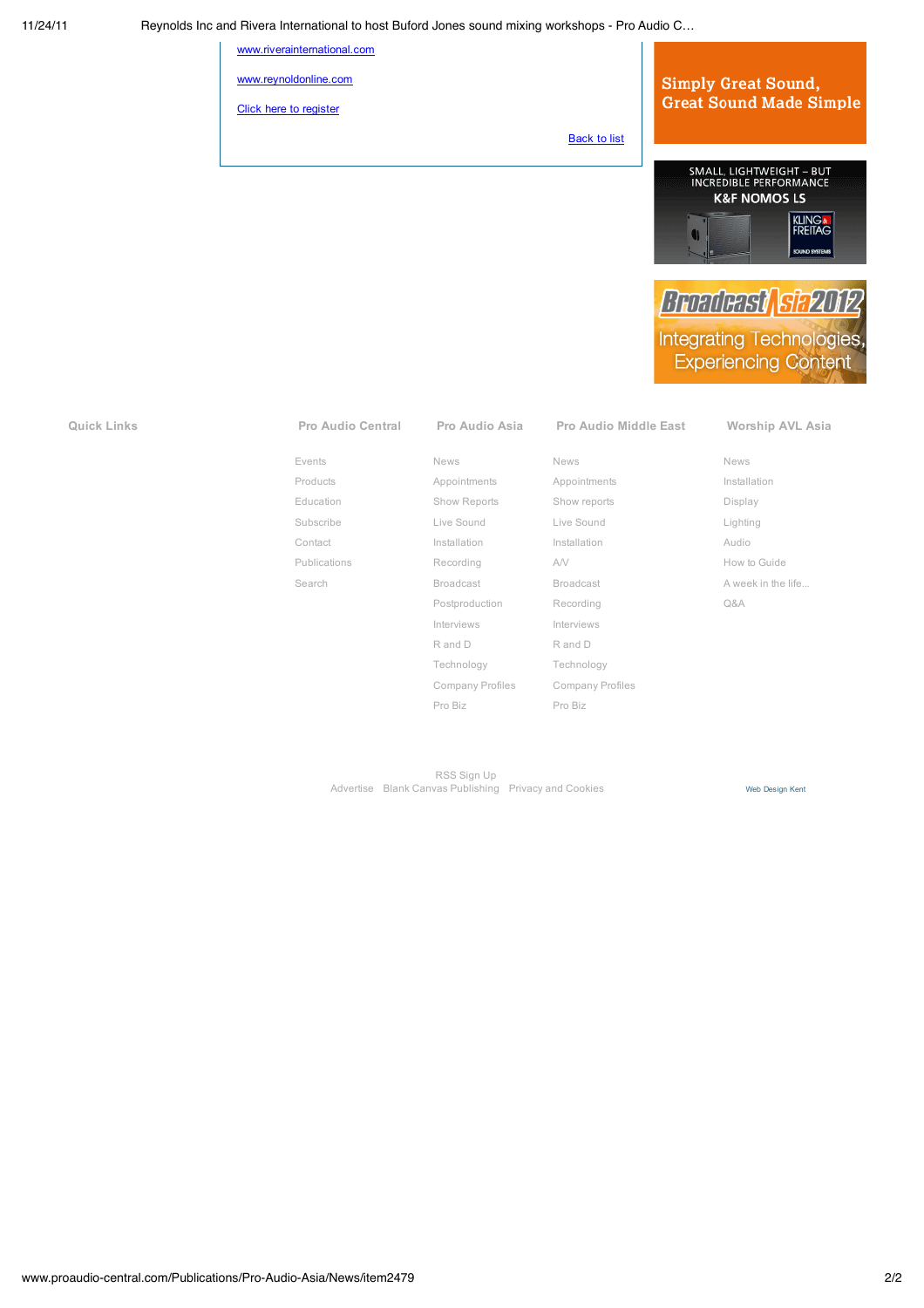www.riverainternational.com

www.reynoldonline.com

Click here to register

Back to list

Simply Great Sound,
Great Sound Made Simple

SMALL, LIGHTWEIGHT – BUT INCREDIBLE PERFORMANCE
K&F NOMOS LS

BroadcastAsia2012
Integrating Technologies, Experiencing Content

Quick Links

**Pro Audio Central**

- Events
- Products
- Education
- Subscribe
- Contact
- Publications
- Search

**Pro Audio Asia**

- News
- Appointments
- Show Reports
- Live Sound
- Installation
- Recording
- Broadcast
- Postproduction
- Interviews
- R and D
- Technology
- Company Profiles
- Pro Biz

**Pro Audio Middle East**

- News
- Appointments
- Show reports
- Live Sound
- Installation
- A/V
- Broadcast
- Recording
- Interviews
- R and D
- Technology
- Company Profiles
- Pro Biz

**Worship AVL Asia**

- News
- Installation
- Display
- Lighting
- Audio
- How to Guide
- A week in the life...
- Q&A

RSS Sign Up

Advertise Blank Canvas Publishing Privacy and Cookies

Web Design Kent